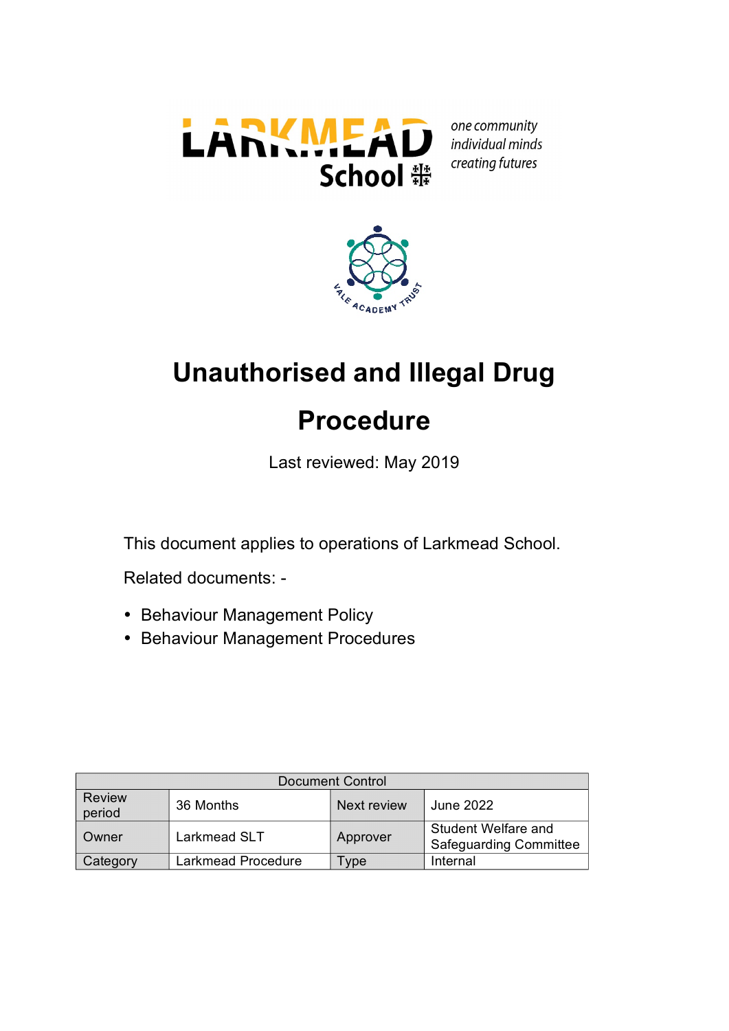LARKMEAD School

*one community*
*individual minds*
*creating futures*

VALE ACADEMY TRUST

# Unauthorised and Illegal Drug Procedure

Last reviewed: May 2019

This document applies to operations of Larkmead School.

Related documents: -

- Behaviour Management Policy
- Behaviour Management Procedures

| Document Control | | | |
|---|---|---|---|
| Review period | 36 Months | Next review | June 2022 |
| Owner | Larkmead SLT | Approver | Student Welfare and Safeguarding Committee |
| Category | Larkmead Procedure | Type | Internal |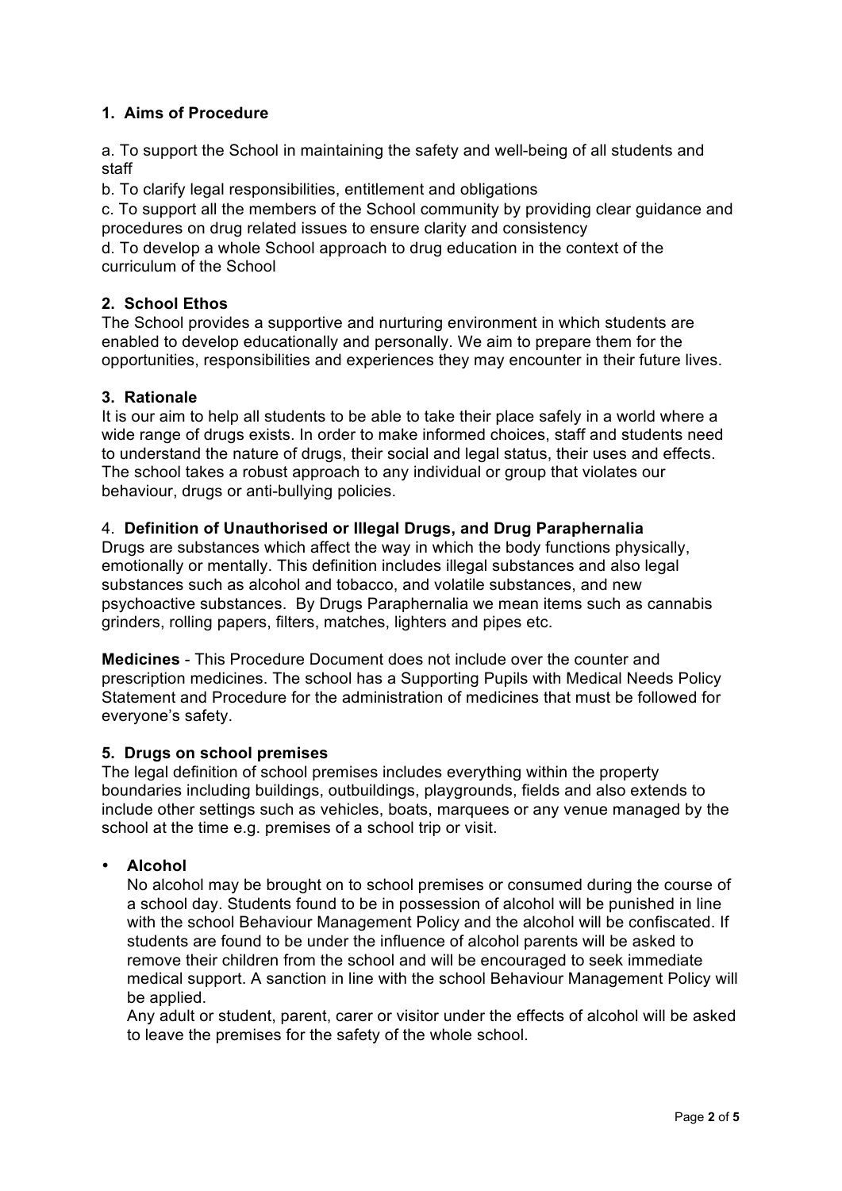## 1. Aims of Procedure

a. To support the School in maintaining the safety and well-being of all students and staff

b. To clarify legal responsibilities, entitlement and obligations

c. To support all the members of the School community by providing clear guidance and procedures on drug related issues to ensure clarity and consistency

d. To develop a whole School approach to drug education in the context of the curriculum of the School

## 2. School Ethos

The School provides a supportive and nurturing environment in which students are enabled to develop educationally and personally. We aim to prepare them for the opportunities, responsibilities and experiences they may encounter in their future lives.

## 3. Rationale

It is our aim to help all students to be able to take their place safely in a world where a wide range of drugs exists. In order to make informed choices, staff and students need to understand the nature of drugs, their social and legal status, their uses and effects. The school takes a robust approach to any individual or group that violates our behaviour, drugs or anti-bullying policies.

## 4. Definition of Unauthorised or Illegal Drugs, and Drug Paraphernalia

Drugs are substances which affect the way in which the body functions physically, emotionally or mentally. This definition includes illegal substances and also legal substances such as alcohol and tobacco, and volatile substances, and new psychoactive substances. By Drugs Paraphernalia we mean items such as cannabis grinders, rolling papers, filters, matches, lighters and pipes etc.

**Medicines** - This Procedure Document does not include over the counter and prescription medicines. The school has a Supporting Pupils with Medical Needs Policy Statement and Procedure for the administration of medicines that must be followed for everyone's safety.

## 5. Drugs on school premises

The legal definition of school premises includes everything within the property boundaries including buildings, outbuildings, playgrounds, fields and also extends to include other settings such as vehicles, boats, marquees or any venue managed by the school at the time e.g. premises of a school trip or visit.

- **Alcohol**

  No alcohol may be brought on to school premises or consumed during the course of a school day. Students found to be in possession of alcohol will be punished in line with the school Behaviour Management Policy and the alcohol will be confiscated. If students are found to be under the influence of alcohol parents will be asked to remove their children from the school and will be encouraged to seek immediate medical support. A sanction in line with the school Behaviour Management Policy will be applied.

  Any adult or student, parent, carer or visitor under the effects of alcohol will be asked to leave the premises for the safety of the whole school.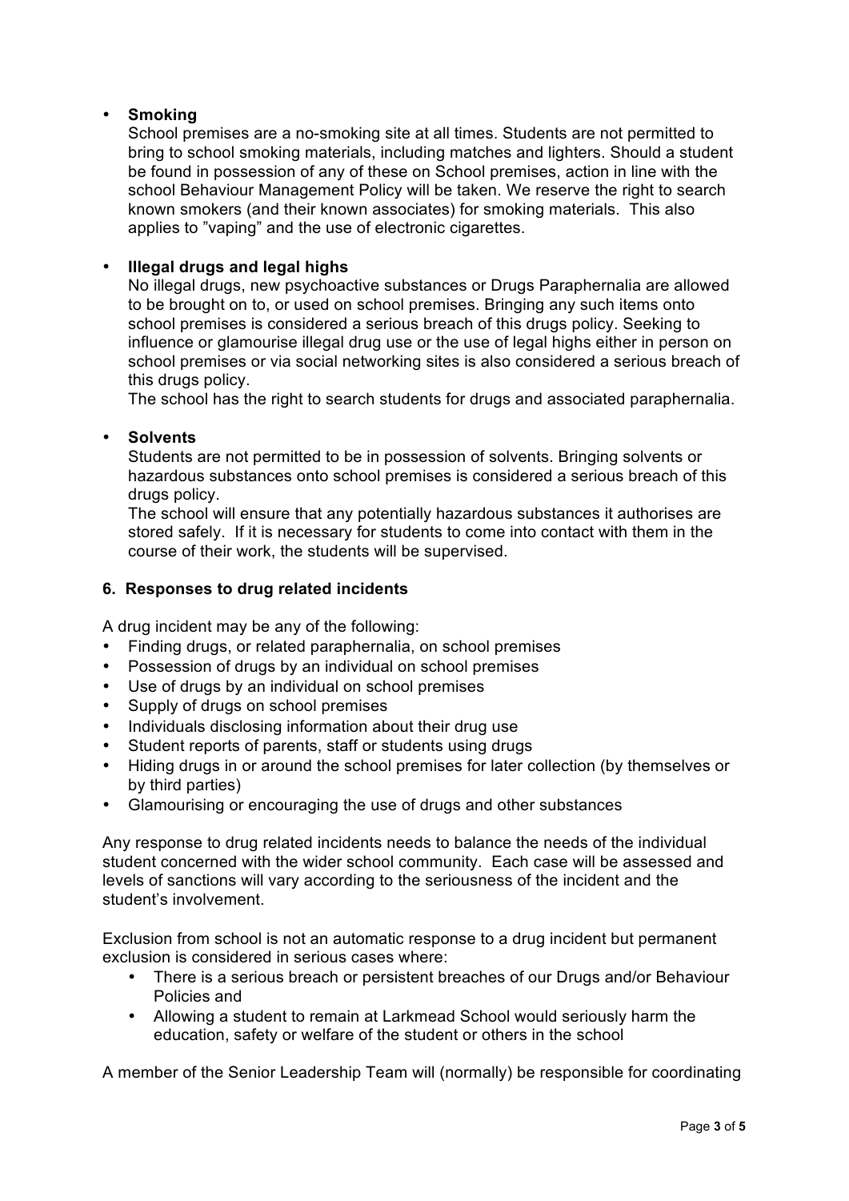- **Smoking**

  School premises are a no-smoking site at all times. Students are not permitted to bring to school smoking materials, including matches and lighters. Should a student be found in possession of any of these on School premises, action in line with the school Behaviour Management Policy will be taken. We reserve the right to search known smokers (and their known associates) for smoking materials. This also applies to "vaping" and the use of electronic cigarettes.

- **Illegal drugs and legal highs**

  No illegal drugs, new psychoactive substances or Drugs Paraphernalia are allowed to be brought on to, or used on school premises. Bringing any such items onto school premises is considered a serious breach of this drugs policy. Seeking to influence or glamourise illegal drug use or the use of legal highs either in person on school premises or via social networking sites is also considered a serious breach of this drugs policy.

  The school has the right to search students for drugs and associated paraphernalia.

- **Solvents**

  Students are not permitted to be in possession of solvents. Bringing solvents or hazardous substances onto school premises is considered a serious breach of this drugs policy.

  The school will ensure that any potentially hazardous substances it authorises are stored safely. If it is necessary for students to come into contact with them in the course of their work, the students will be supervised.

## 6. Responses to drug related incidents

A drug incident may be any of the following:

- Finding drugs, or related paraphernalia, on school premises
- Possession of drugs by an individual on school premises
- Use of drugs by an individual on school premises
- Supply of drugs on school premises
- Individuals disclosing information about their drug use
- Student reports of parents, staff or students using drugs
- Hiding drugs in or around the school premises for later collection (by themselves or by third parties)
- Glamourising or encouraging the use of drugs and other substances

Any response to drug related incidents needs to balance the needs of the individual student concerned with the wider school community. Each case will be assessed and levels of sanctions will vary according to the seriousness of the incident and the student's involvement.

Exclusion from school is not an automatic response to a drug incident but permanent exclusion is considered in serious cases where:

- There is a serious breach or persistent breaches of our Drugs and/or Behaviour Policies and
- Allowing a student to remain at Larkmead School would seriously harm the education, safety or welfare of the student or others in the school

A member of the Senior Leadership Team will (normally) be responsible for coordinating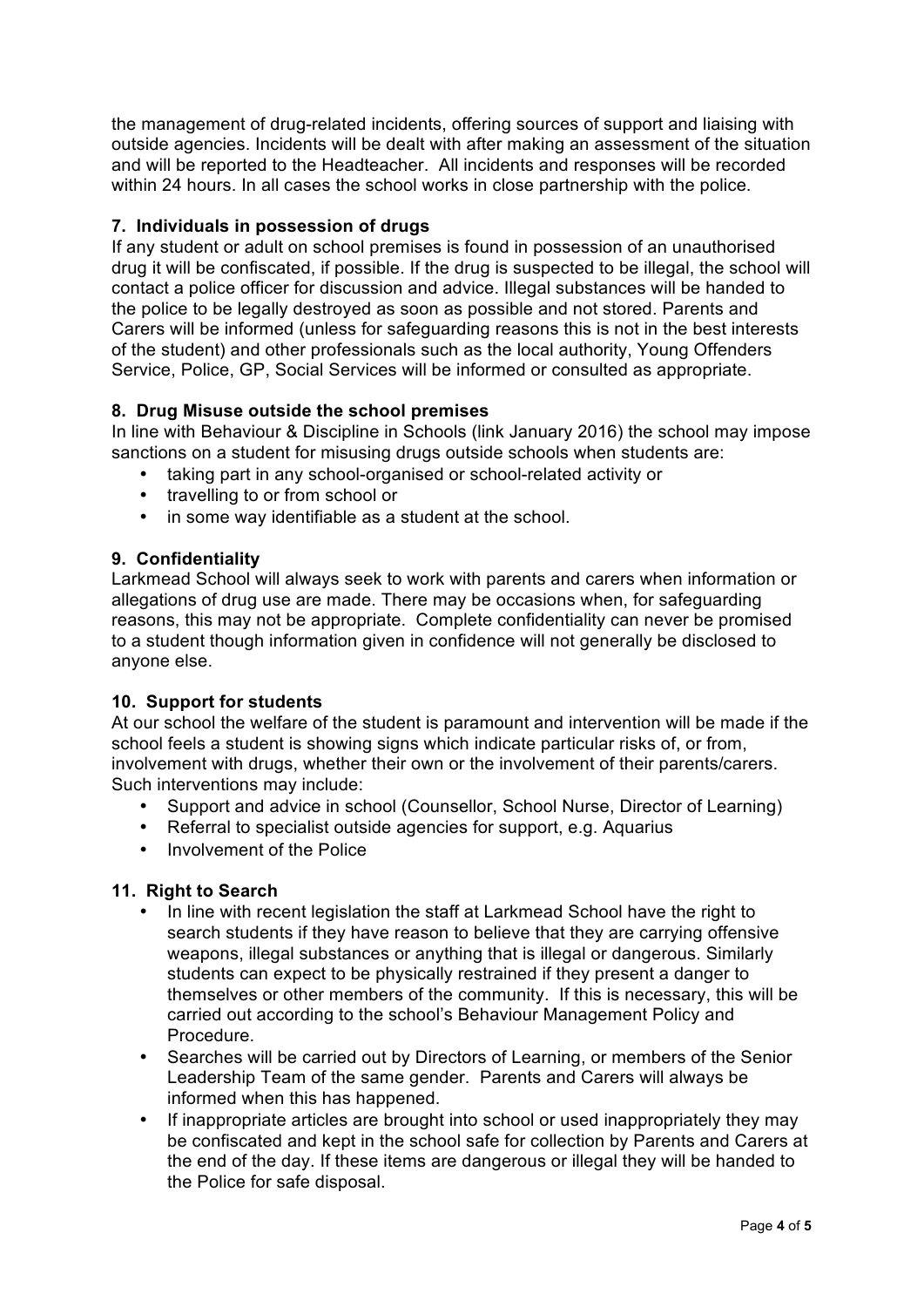the management of drug-related incidents, offering sources of support and liaising with outside agencies. Incidents will be dealt with after making an assessment of the situation and will be reported to the Headteacher. All incidents and responses will be recorded within 24 hours. In all cases the school works in close partnership with the police.

### 7. Individuals in possession of drugs

If any student or adult on school premises is found in possession of an unauthorised drug it will be confiscated, if possible. If the drug is suspected to be illegal, the school will contact a police officer for discussion and advice. Illegal substances will be handed to the police to be legally destroyed as soon as possible and not stored. Parents and Carers will be informed (unless for safeguarding reasons this is not in the best interests of the student) and other professionals such as the local authority, Young Offenders Service, Police, GP, Social Services will be informed or consulted as appropriate.

### 8. Drug Misuse outside the school premises

In line with Behaviour & Discipline in Schools (link January 2016) the school may impose sanctions on a student for misusing drugs outside schools when students are:

- taking part in any school-organised or school-related activity or
- travelling to or from school or
- in some way identifiable as a student at the school.

### 9. Confidentiality

Larkmead School will always seek to work with parents and carers when information or allegations of drug use are made. There may be occasions when, for safeguarding reasons, this may not be appropriate. Complete confidentiality can never be promised to a student though information given in confidence will not generally be disclosed to anyone else.

### 10. Support for students

At our school the welfare of the student is paramount and intervention will be made if the school feels a student is showing signs which indicate particular risks of, or from, involvement with drugs, whether their own or the involvement of their parents/carers. Such interventions may include:

- Support and advice in school (Counsellor, School Nurse, Director of Learning)
- Referral to specialist outside agencies for support, e.g. Aquarius
- Involvement of the Police

### 11. Right to Search

- In line with recent legislation the staff at Larkmead School have the right to search students if they have reason to believe that they are carrying offensive weapons, illegal substances or anything that is illegal or dangerous. Similarly students can expect to be physically restrained if they present a danger to themselves or other members of the community. If this is necessary, this will be carried out according to the school's Behaviour Management Policy and Procedure.
- Searches will be carried out by Directors of Learning, or members of the Senior Leadership Team of the same gender. Parents and Carers will always be informed when this has happened.
- If inappropriate articles are brought into school or used inappropriately they may be confiscated and kept in the school safe for collection by Parents and Carers at the end of the day. If these items are dangerous or illegal they will be handed to the Police for safe disposal.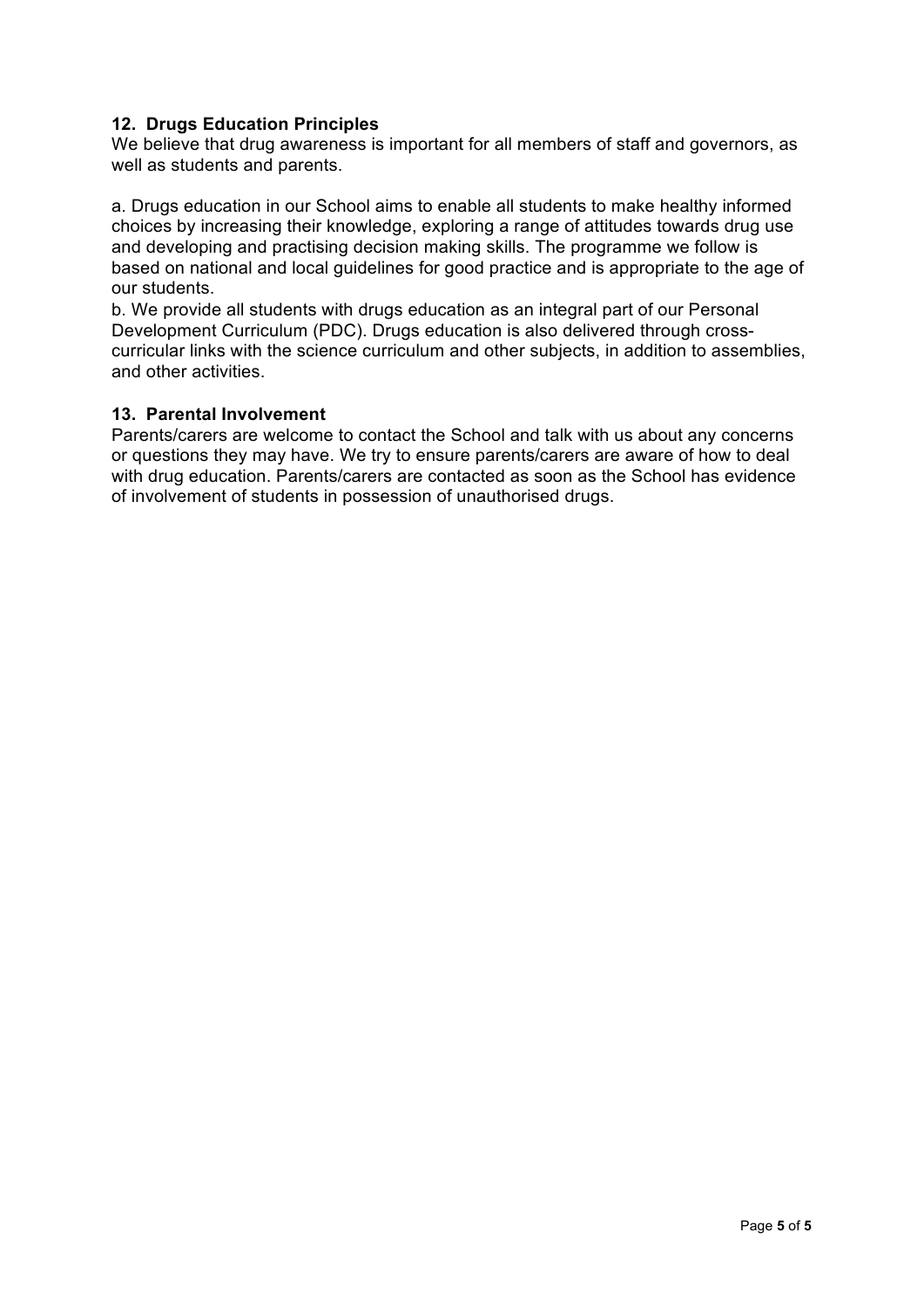## 12. Drugs Education Principles

We believe that drug awareness is important for all members of staff and governors, as well as students and parents.

a. Drugs education in our School aims to enable all students to make healthy informed choices by increasing their knowledge, exploring a range of attitudes towards drug use and developing and practising decision making skills. The programme we follow is based on national and local guidelines for good practice and is appropriate to the age of our students.

b. We provide all students with drugs education as an integral part of our Personal Development Curriculum (PDC). Drugs education is also delivered through cross-curricular links with the science curriculum and other subjects, in addition to assemblies, and other activities.

## 13. Parental Involvement

Parents/carers are welcome to contact the School and talk with us about any concerns or questions they may have. We try to ensure parents/carers are aware of how to deal with drug education. Parents/carers are contacted as soon as the School has evidence of involvement of students in possession of unauthorised drugs.